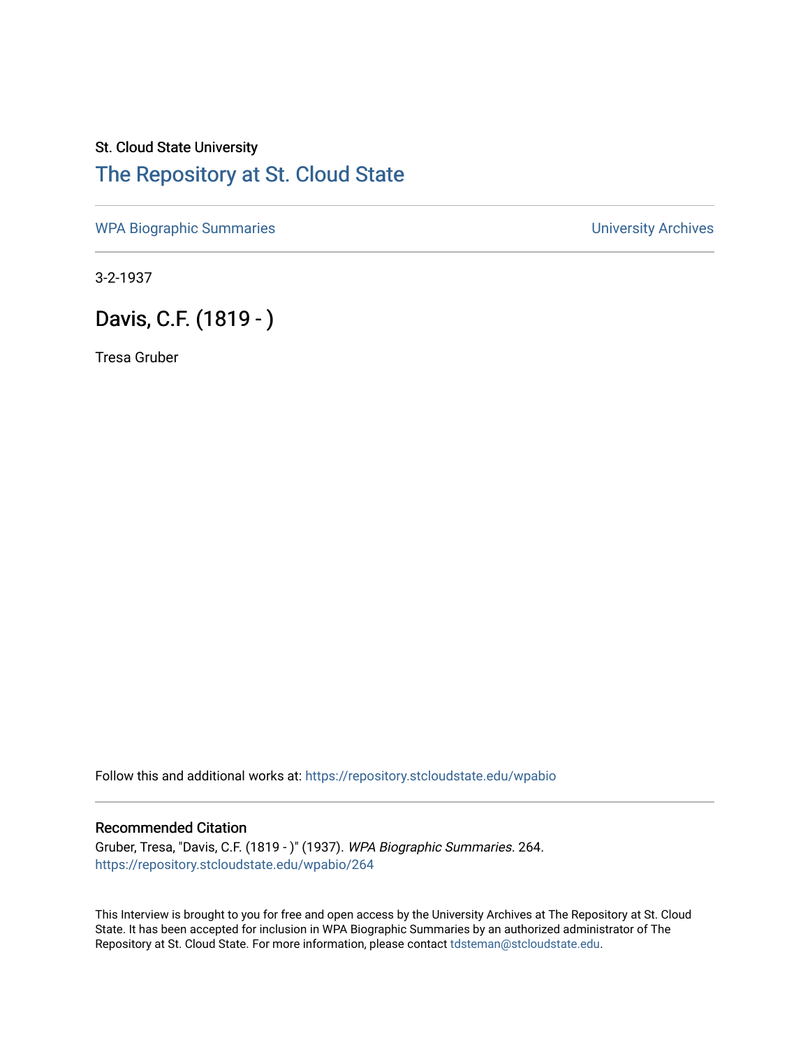St. Cloud State University

# The Repository at St. Cloud State

WPA Biographic Summaries University Archives

3-2-1937

## Davis, C.F. (1819 - )

Tresa Gruber

Follow this and additional works at: https://repository.stcloudstate.edu/wpabio

### Recommended Citation

Gruber, Tresa, "Davis, C.F. (1819 - )" (1937). *WPA Biographic Summaries*. 264.
https://repository.stcloudstate.edu/wpabio/264

This Interview is brought to you for free and open access by the University Archives at The Repository at St. Cloud State. It has been accepted for inclusion in WPA Biographic Summaries by an authorized administrator of The Repository at St. Cloud State. For more information, please contact tdsteman@stcloudstate.edu.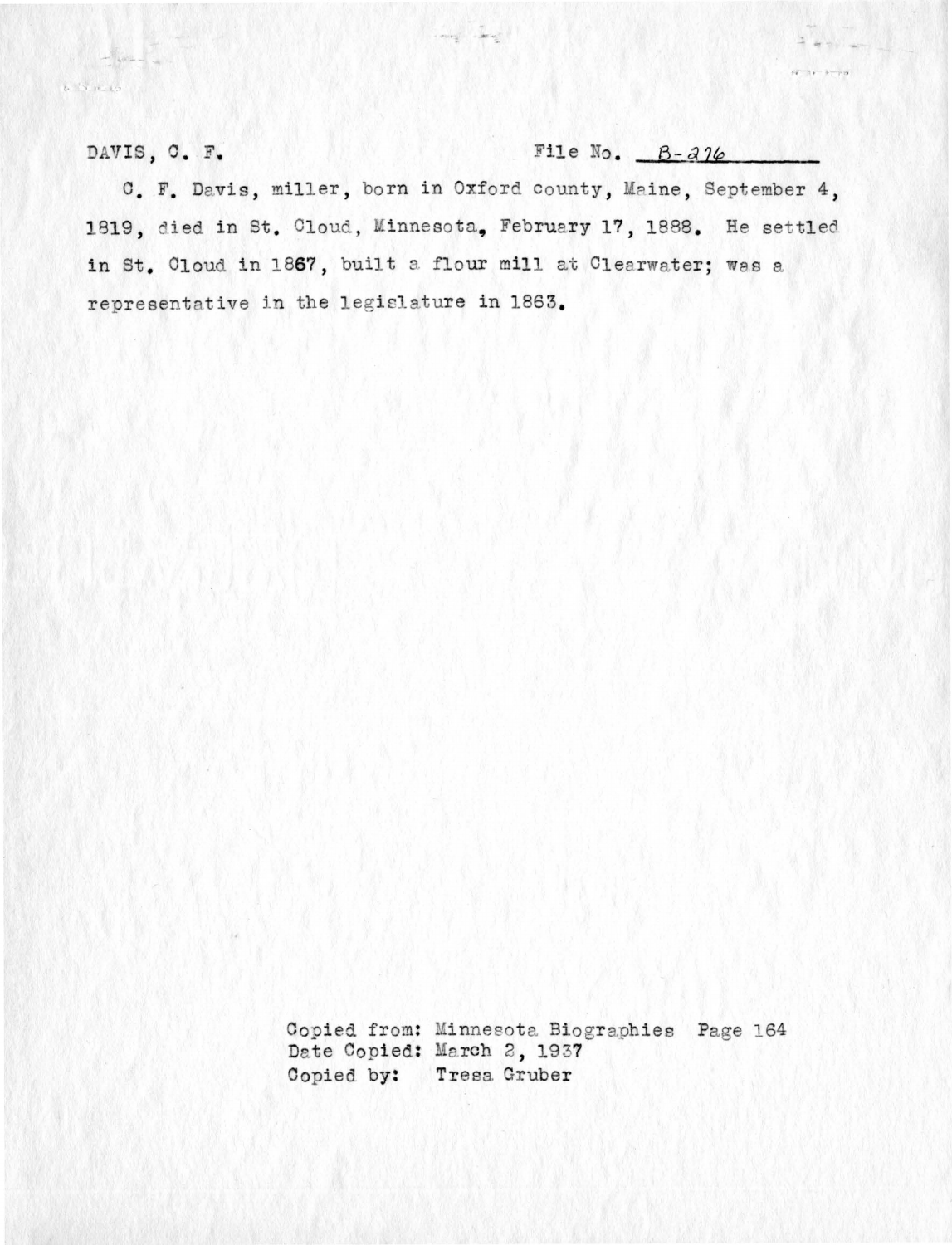DAVIS, C. F. File No. B-276

C. F. Davis, miller, born in Oxford county, Maine, September 4, 1819, died in St. Cloud, Minnesota, February 17, 1888. He settled in St. Cloud in 1867, built a flour mill at Clearwater; was a representative in the legislature in 1863.

Copied from: Minnesota Biographies Page 164
Date Copied: March 2, 1937
Copied by: Tresa Gruber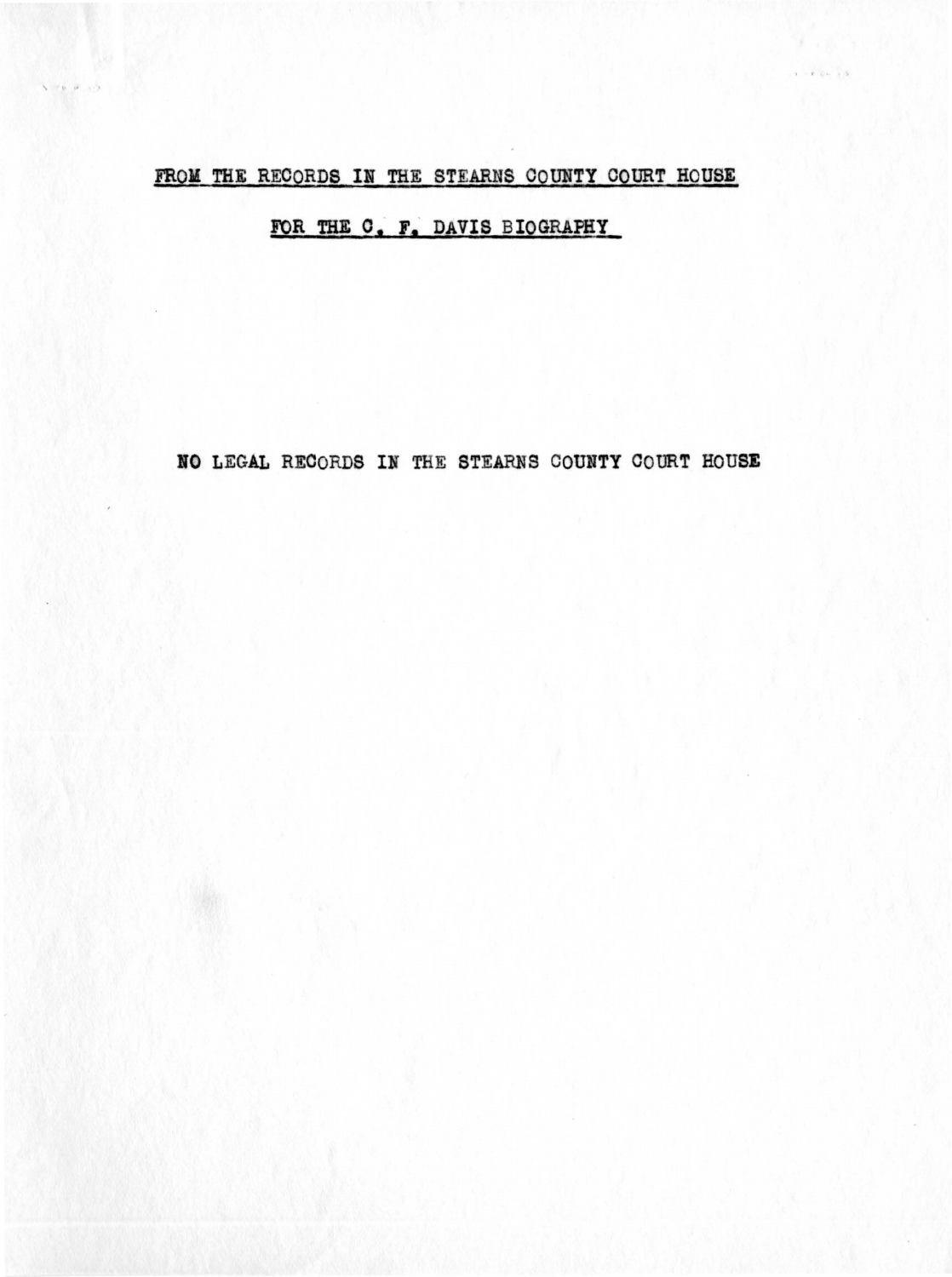FROM THE RECORDS IN THE STEARNS COUNTY COURT HOUSE

FOR THE C. F. DAVIS BIOGRAPHY

NO LEGAL RECORDS IN THE STEARNS COUNTY COURT HOUSE